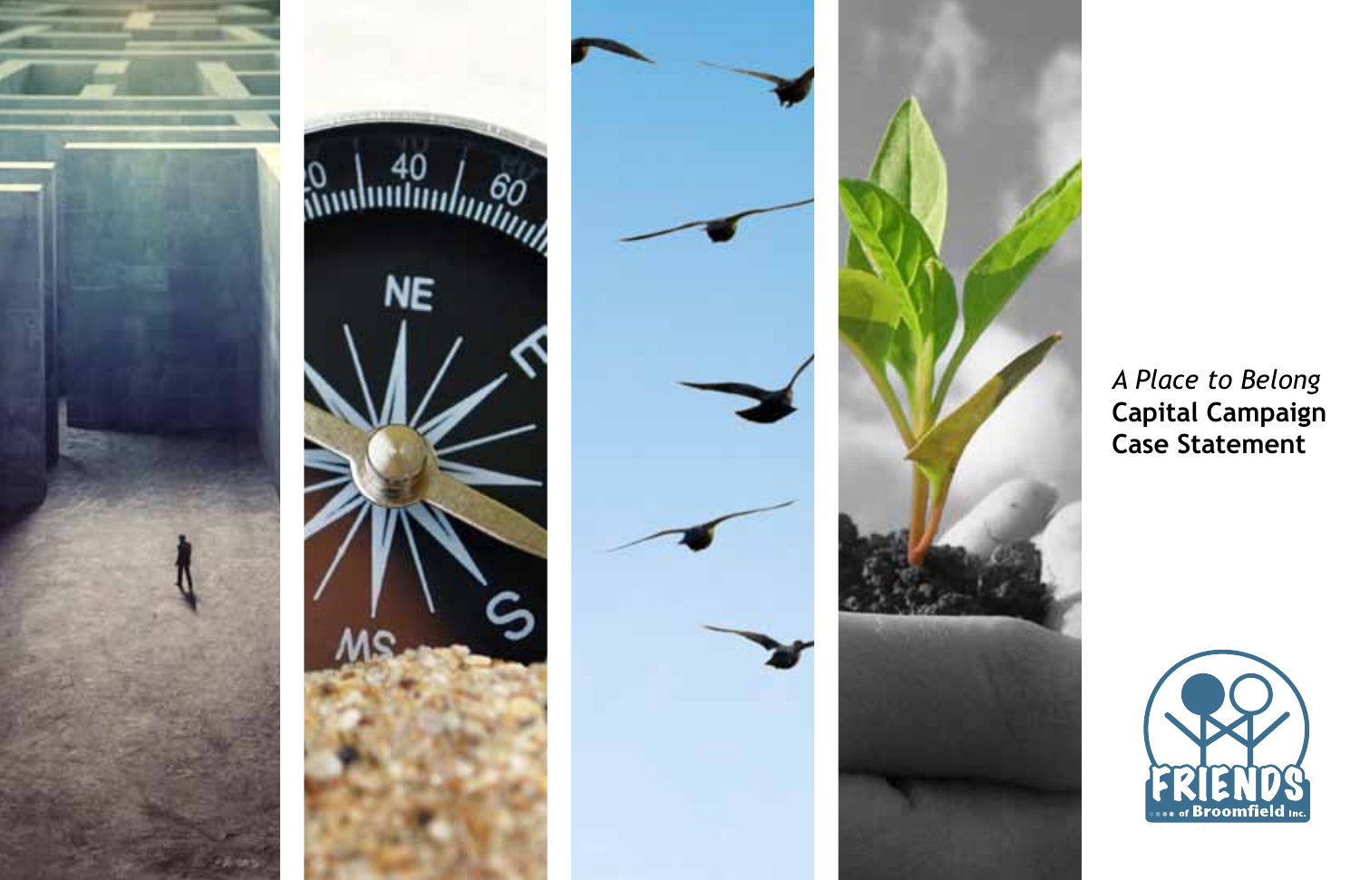*A Place to Belong*
**Capital Campaign**
**Case Statement**

FRIENDS of Broomfield Inc.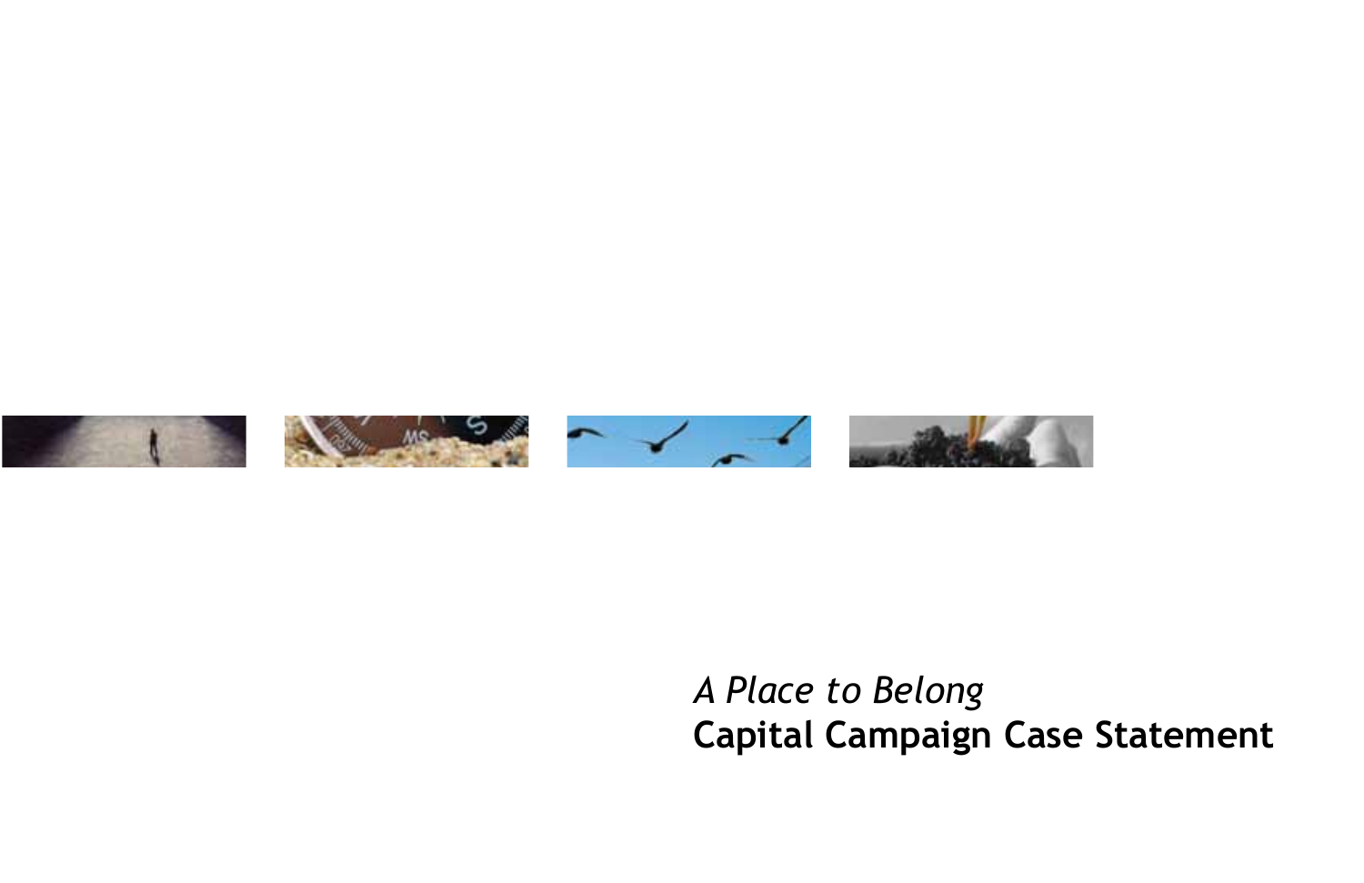*A Place to Belong*

**Capital Campaign Case Statement**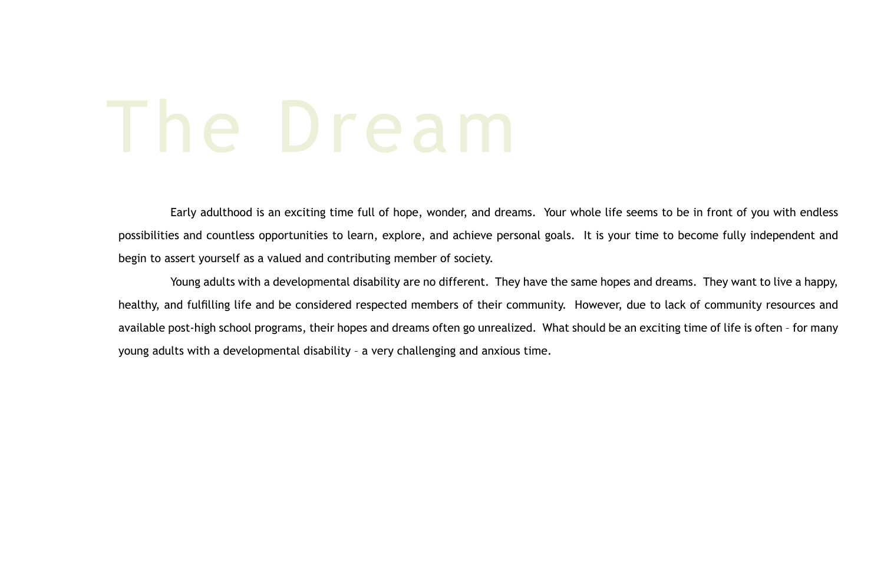# The Dream

Early adulthood is an exciting time full of hope, wonder, and dreams. Your whole life seems to be in front of you with endless possibilities and countless opportunities to learn, explore, and achieve personal goals. It is your time to become fully independent and begin to assert yourself as a valued and contributing member of society.

Young adults with a developmental disability are no different. They have the same hopes and dreams. They want to live a happy, healthy, and fulfilling life and be considered respected members of their community. However, due to lack of community resources and available post-high school programs, their hopes and dreams often go unrealized. What should be an exciting time of life is often – for many young adults with a developmental disability – a very challenging and anxious time.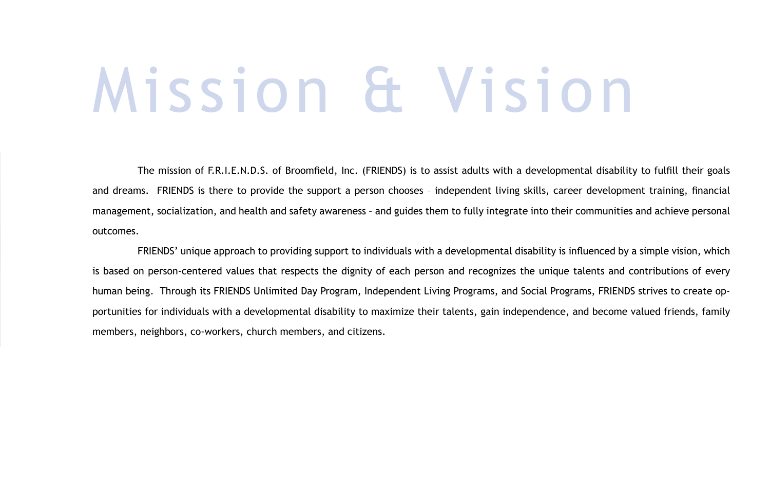# Mission & Vision

The mission of F.R.I.E.N.D.S. of Broomfield, Inc. (FRIENDS) is to assist adults with a developmental disability to fulfill their goals and dreams. FRIENDS is there to provide the support a person chooses – independent living skills, career development training, financial management, socialization, and health and safety awareness – and guides them to fully integrate into their communities and achieve personal outcomes.

FRIENDS' unique approach to providing support to individuals with a developmental disability is influenced by a simple vision, which is based on person-centered values that respects the dignity of each person and recognizes the unique talents and contributions of every human being. Through its FRIENDS Unlimited Day Program, Independent Living Programs, and Social Programs, FRIENDS strives to create opportunities for individuals with a developmental disability to maximize their talents, gain independence, and become valued friends, family members, neighbors, co-workers, church members, and citizens.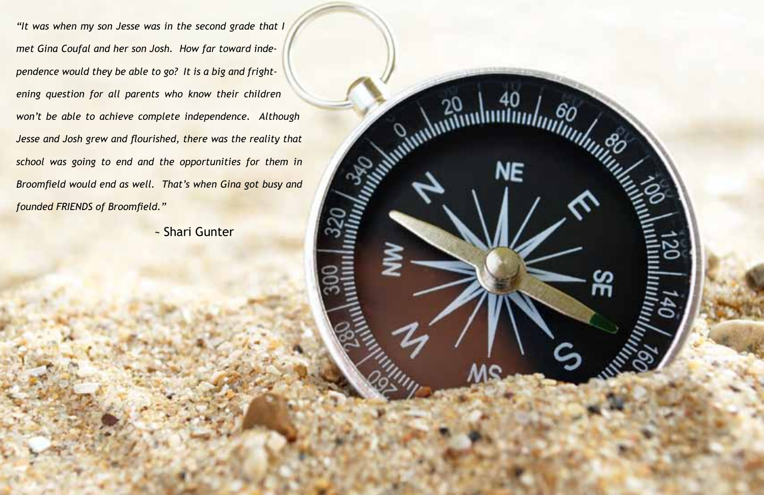*"It was when my son Jesse was in the second grade that I met Gina Coufal and her son Josh. How far toward independence would they be able to go? It is a big and frightening question for all parents who know their children won't be able to achieve complete independence. Although Jesse and Josh grew and flourished, there was the reality that school was going to end and the opportunities for them in Broomfield would end as well. That's when Gina got busy and founded FRIENDS of Broomfield."*

~ Shari Gunter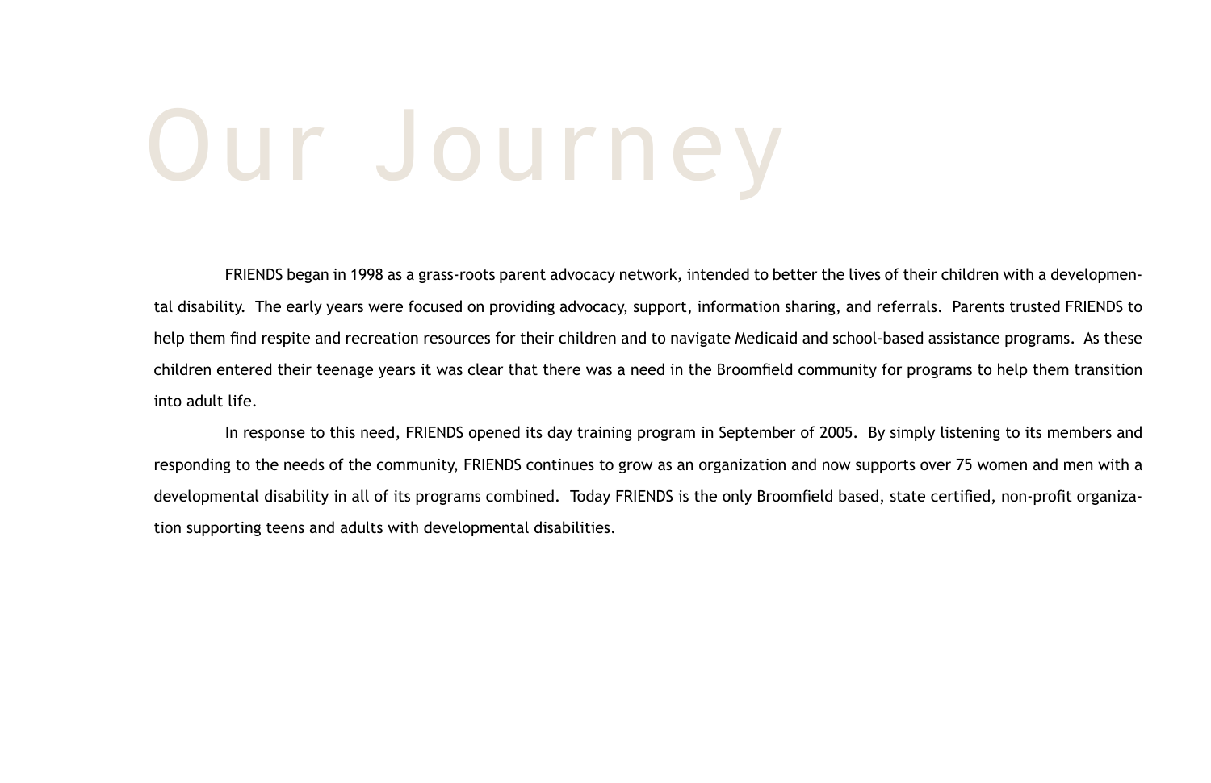# Our Journey

FRIENDS began in 1998 as a grass-roots parent advocacy network, intended to better the lives of their children with a developmental disability. The early years were focused on providing advocacy, support, information sharing, and referrals. Parents trusted FRIENDS to help them find respite and recreation resources for their children and to navigate Medicaid and school-based assistance programs. As these children entered their teenage years it was clear that there was a need in the Broomfield community for programs to help them transition into adult life.

In response to this need, FRIENDS opened its day training program in September of 2005. By simply listening to its members and responding to the needs of the community, FRIENDS continues to grow as an organization and now supports over 75 women and men with a developmental disability in all of its programs combined. Today FRIENDS is the only Broomfield based, state certified, non-profit organization supporting teens and adults with developmental disabilities.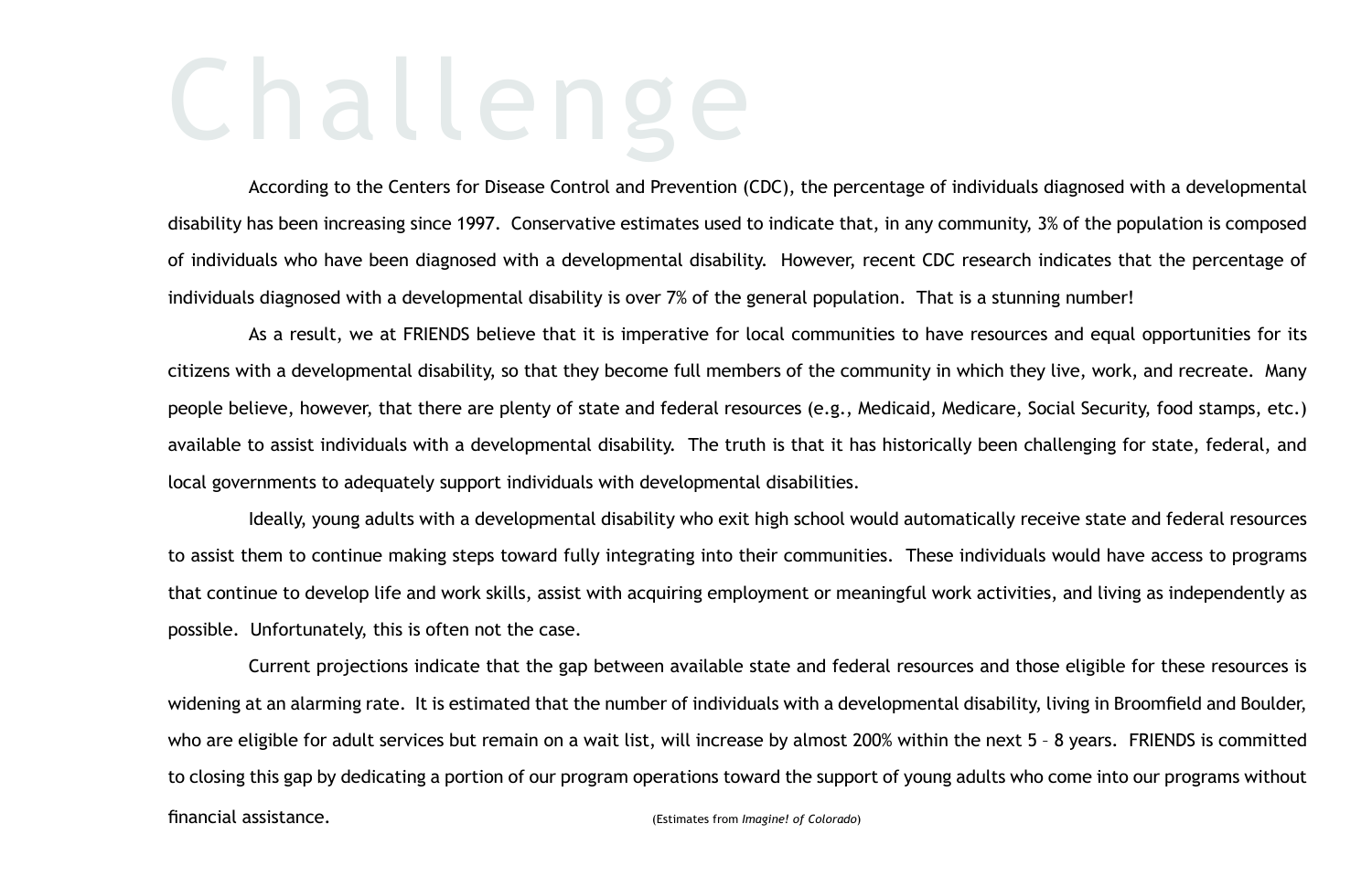# Challenge

According to the Centers for Disease Control and Prevention (CDC), the percentage of individuals diagnosed with a developmental disability has been increasing since 1997. Conservative estimates used to indicate that, in any community, 3% of the population is composed of individuals who have been diagnosed with a developmental disability. However, recent CDC research indicates that the percentage of individuals diagnosed with a developmental disability is over 7% of the general population. That is a stunning number!

As a result, we at FRIENDS believe that it is imperative for local communities to have resources and equal opportunities for its citizens with a developmental disability, so that they become full members of the community in which they live, work, and recreate. Many people believe, however, that there are plenty of state and federal resources (e.g., Medicaid, Medicare, Social Security, food stamps, etc.) available to assist individuals with a developmental disability. The truth is that it has historically been challenging for state, federal, and local governments to adequately support individuals with developmental disabilities.

Ideally, young adults with a developmental disability who exit high school would automatically receive state and federal resources to assist them to continue making steps toward fully integrating into their communities. These individuals would have access to programs that continue to develop life and work skills, assist with acquiring employment or meaningful work activities, and living as independently as possible. Unfortunately, this is often not the case.

Current projections indicate that the gap between available state and federal resources and those eligible for these resources is widening at an alarming rate. It is estimated that the number of individuals with a developmental disability, living in Broomfield and Boulder, who are eligible for adult services but remain on a wait list, will increase by almost 200% within the next 5 – 8 years. FRIENDS is committed to closing this gap by dedicating a portion of our program operations toward the support of young adults who come into our programs without financial assistance.

(Estimates from *Imagine! of Colorado*)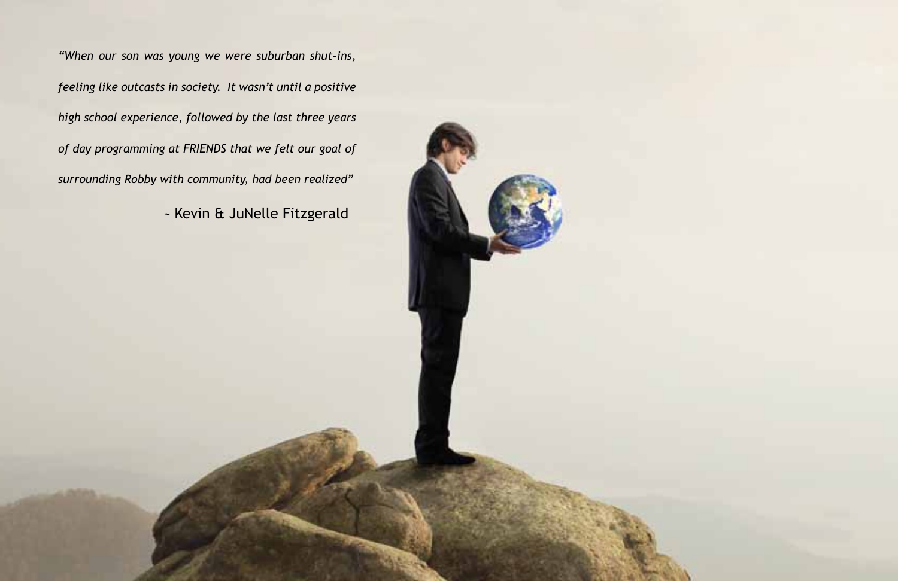*"When our son was young we were suburban shut-ins, feeling like outcasts in society. It wasn't until a positive high school experience, followed by the last three years of day programming at FRIENDS that we felt our goal of surrounding Robby with community, had been realized"*

~ Kevin & JuNelle Fitzgerald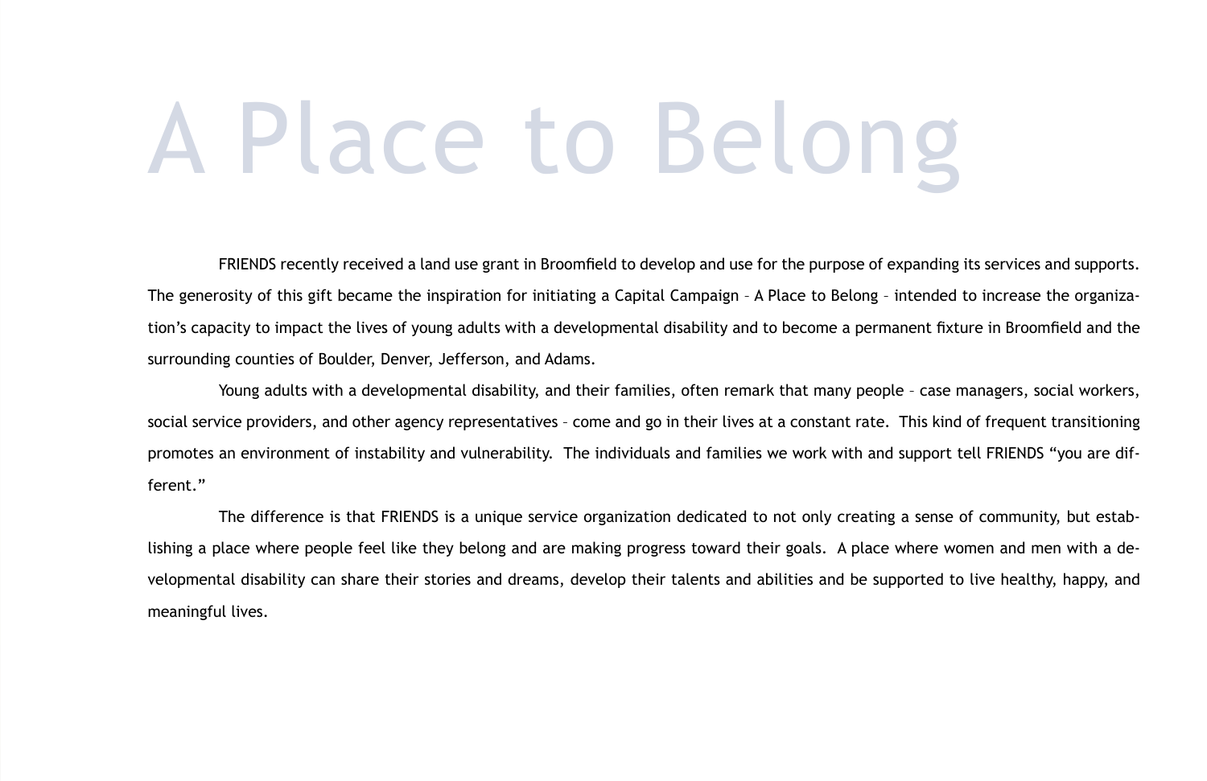# A Place to Belong

FRIENDS recently received a land use grant in Broomfield to develop and use for the purpose of expanding its services and supports. The generosity of this gift became the inspiration for initiating a Capital Campaign – A Place to Belong – intended to increase the organization's capacity to impact the lives of young adults with a developmental disability and to become a permanent fixture in Broomfield and the surrounding counties of Boulder, Denver, Jefferson, and Adams.

Young adults with a developmental disability, and their families, often remark that many people – case managers, social workers, social service providers, and other agency representatives – come and go in their lives at a constant rate. This kind of frequent transitioning promotes an environment of instability and vulnerability. The individuals and families we work with and support tell FRIENDS "you are different."

The difference is that FRIENDS is a unique service organization dedicated to not only creating a sense of community, but establishing a place where people feel like they belong and are making progress toward their goals. A place where women and men with a developmental disability can share their stories and dreams, develop their talents and abilities and be supported to live healthy, happy, and meaningful lives.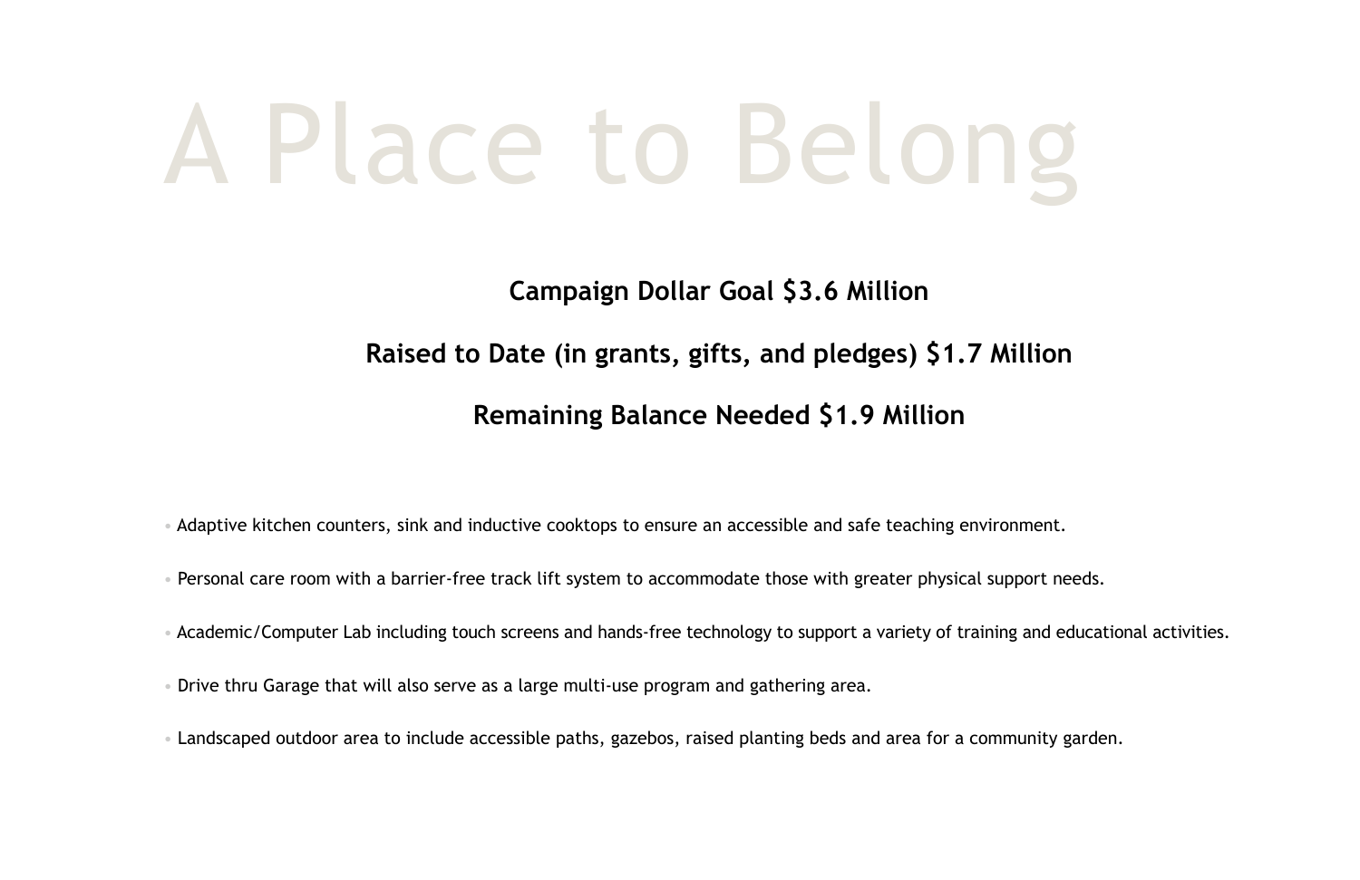# A Place to Belong

**Campaign Dollar Goal $3.6 Million**

**Raised to Date (in grants, gifts, and pledges) $1.7 Million**

**Remaining Balance Needed $1.9 Million**

- Adaptive kitchen counters, sink and inductive cooktops to ensure an accessible and safe teaching environment.
- Personal care room with a barrier-free track lift system to accommodate those with greater physical support needs.
- Academic/Computer Lab including touch screens and hands-free technology to support a variety of training and educational activities.
- Drive thru Garage that will also serve as a large multi-use program and gathering area.
- Landscaped outdoor area to include accessible paths, gazebos, raised planting beds and area for a community garden.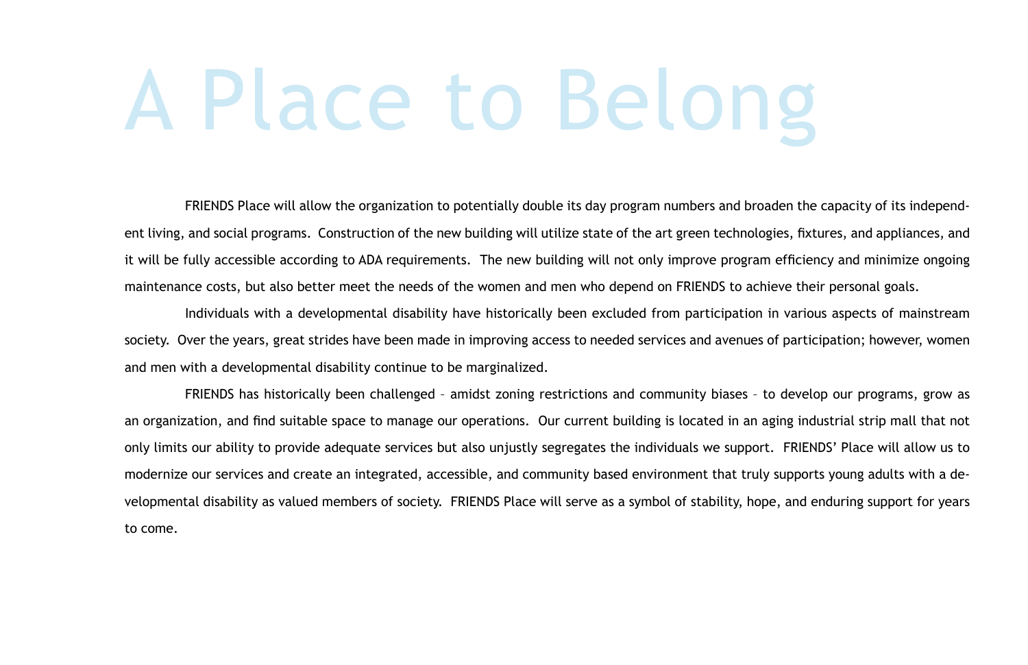# A Place to Belong

FRIENDS Place will allow the organization to potentially double its day program numbers and broaden the capacity of its independent living, and social programs. Construction of the new building will utilize state of the art green technologies, fixtures, and appliances, and it will be fully accessible according to ADA requirements. The new building will not only improve program efficiency and minimize ongoing maintenance costs, but also better meet the needs of the women and men who depend on FRIENDS to achieve their personal goals.

Individuals with a developmental disability have historically been excluded from participation in various aspects of mainstream society. Over the years, great strides have been made in improving access to needed services and avenues of participation; however, women and men with a developmental disability continue to be marginalized.

FRIENDS has historically been challenged – amidst zoning restrictions and community biases – to develop our programs, grow as an organization, and find suitable space to manage our operations. Our current building is located in an aging industrial strip mall that not only limits our ability to provide adequate services but also unjustly segregates the individuals we support. FRIENDS' Place will allow us to modernize our services and create an integrated, accessible, and community based environment that truly supports young adults with a developmental disability as valued members of society. FRIENDS Place will serve as a symbol of stability, hope, and enduring support for years to come.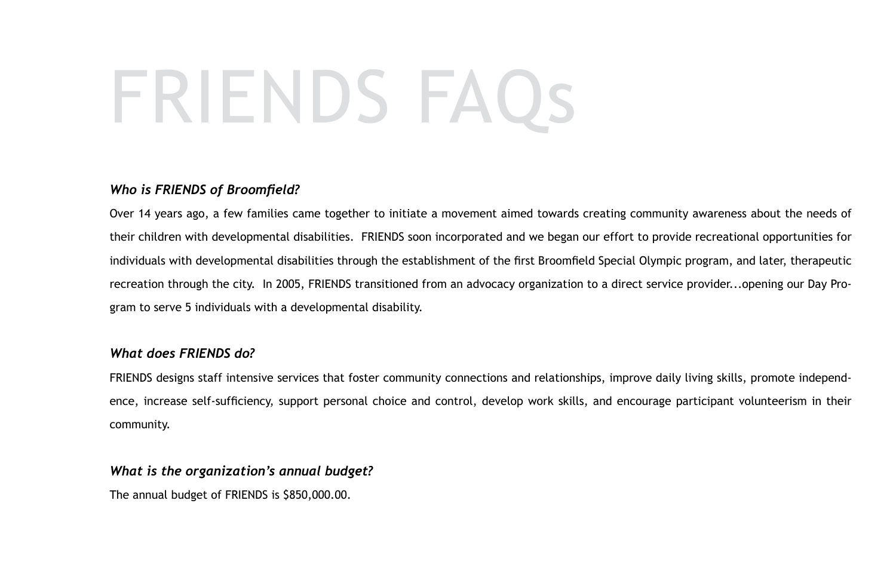# FRIENDS FAQs

***Who is FRIENDS of Broomfield?***

Over 14 years ago, a few families came together to initiate a movement aimed towards creating community awareness about the needs of their children with developmental disabilities. FRIENDS soon incorporated and we began our effort to provide recreational opportunities for individuals with developmental disabilities through the establishment of the first Broomfield Special Olympic program, and later, therapeutic recreation through the city. In 2005, FRIENDS transitioned from an advocacy organization to a direct service provider...opening our Day Program to serve 5 individuals with a developmental disability.

***What does FRIENDS do?***

FRIENDS designs staff intensive services that foster community connections and relationships, improve daily living skills, promote independence, increase self-sufficiency, support personal choice and control, develop work skills, and encourage participant volunteerism in their community.

***What is the organization's annual budget?***

The annual budget of FRIENDS is $850,000.00.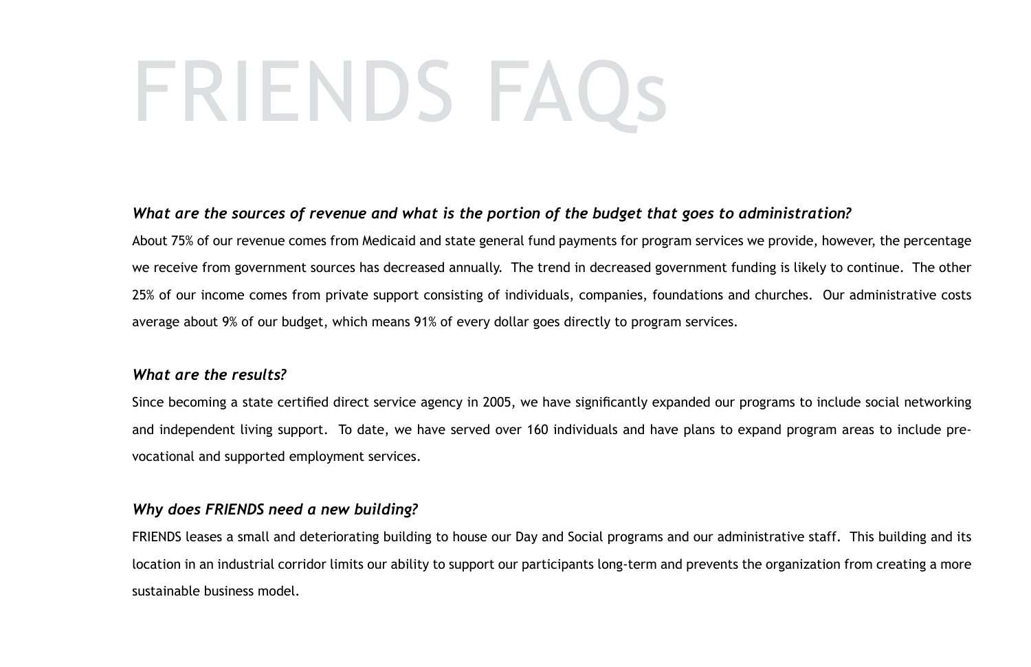# FRIENDS FAQs

***What are the sources of revenue and what is the portion of the budget that goes to administration?***

About 75% of our revenue comes from Medicaid and state general fund payments for program services we provide, however, the percentage we receive from government sources has decreased annually. The trend in decreased government funding is likely to continue. The other 25% of our income comes from private support consisting of individuals, companies, foundations and churches. Our administrative costs average about 9% of our budget, which means 91% of every dollar goes directly to program services.

***What are the results?***

Since becoming a state certified direct service agency in 2005, we have significantly expanded our programs to include social networking and independent living support. To date, we have served over 160 individuals and have plans to expand program areas to include pre-vocational and supported employment services.

***Why does FRIENDS need a new building?***

FRIENDS leases a small and deteriorating building to house our Day and Social programs and our administrative staff. This building and its location in an industrial corridor limits our ability to support our participants long-term and prevents the organization from creating a more sustainable business model.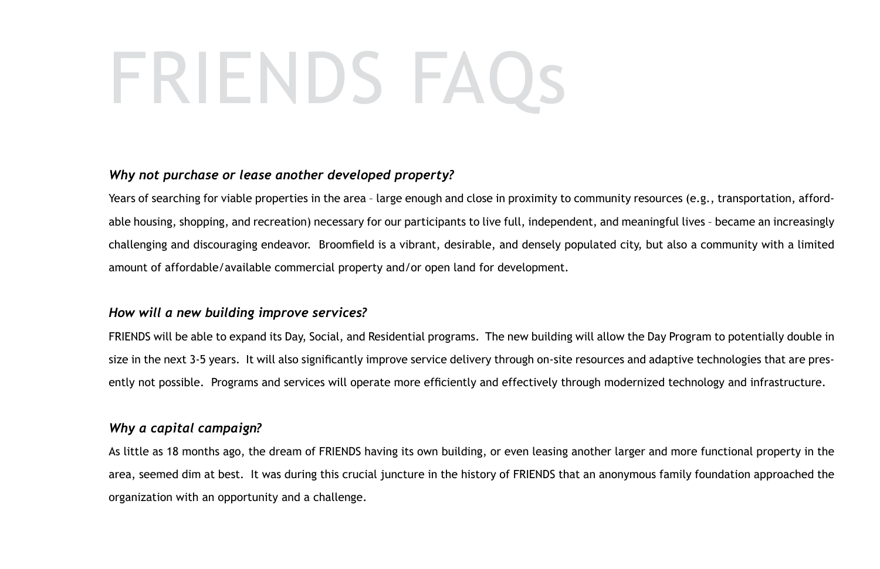# FRIENDS FAQs

***Why not purchase or lease another developed property?***

Years of searching for viable properties in the area – large enough and close in proximity to community resources (e.g., transportation, affordable housing, shopping, and recreation) necessary for our participants to live full, independent, and meaningful lives – became an increasingly challenging and discouraging endeavor. Broomfield is a vibrant, desirable, and densely populated city, but also a community with a limited amount of affordable/available commercial property and/or open land for development.

***How will a new building improve services?***

FRIENDS will be able to expand its Day, Social, and Residential programs. The new building will allow the Day Program to potentially double in size in the next 3-5 years. It will also significantly improve service delivery through on-site resources and adaptive technologies that are presently not possible. Programs and services will operate more efficiently and effectively through modernized technology and infrastructure.

***Why a capital campaign?***

As little as 18 months ago, the dream of FRIENDS having its own building, or even leasing another larger and more functional property in the area, seemed dim at best. It was during this crucial juncture in the history of FRIENDS that an anonymous family foundation approached the organization with an opportunity and a challenge.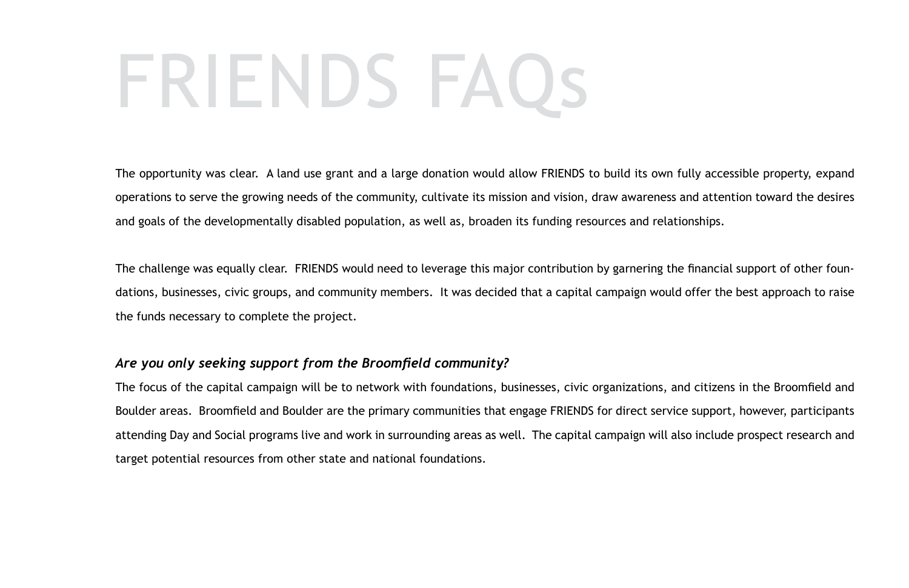# FRIENDS FAQs

The opportunity was clear. A land use grant and a large donation would allow FRIENDS to build its own fully accessible property, expand operations to serve the growing needs of the community, cultivate its mission and vision, draw awareness and attention toward the desires and goals of the developmentally disabled population, as well as, broaden its funding resources and relationships.

The challenge was equally clear. FRIENDS would need to leverage this major contribution by garnering the financial support of other foundations, businesses, civic groups, and community members. It was decided that a capital campaign would offer the best approach to raise the funds necessary to complete the project.

***Are you only seeking support from the Broomfield community?***

The focus of the capital campaign will be to network with foundations, businesses, civic organizations, and citizens in the Broomfield and Boulder areas. Broomfield and Boulder are the primary communities that engage FRIENDS for direct service support, however, participants attending Day and Social programs live and work in surrounding areas as well. The capital campaign will also include prospect research and target potential resources from other state and national foundations.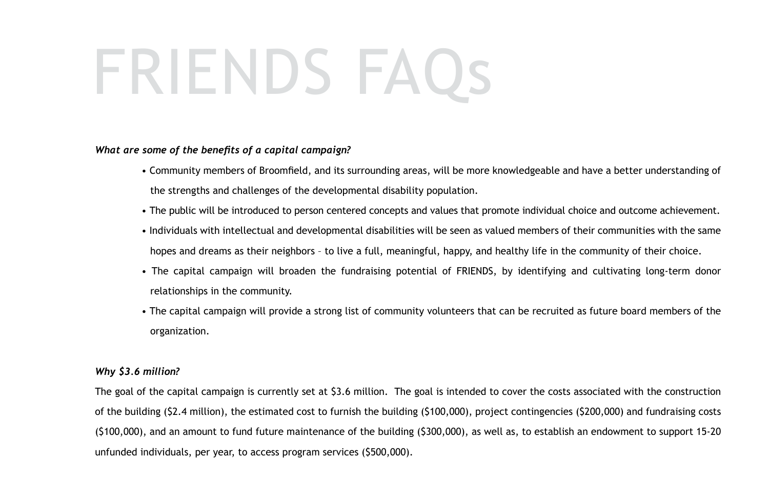# FRIENDS FAQs

***What are some of the benefits of a capital campaign?***

- Community members of Broomfield, and its surrounding areas, will be more knowledgeable and have a better understanding of the strengths and challenges of the developmental disability population.
- The public will be introduced to person centered concepts and values that promote individual choice and outcome achievement.
- Individuals with intellectual and developmental disabilities will be seen as valued members of their communities with the same hopes and dreams as their neighbors – to live a full, meaningful, happy, and healthy life in the community of their choice.
- The capital campaign will broaden the fundraising potential of FRIENDS, by identifying and cultivating long-term donor relationships in the community.
- The capital campaign will provide a strong list of community volunteers that can be recruited as future board members of the organization.

***Why $3.6 million?***

The goal of the capital campaign is currently set at $3.6 million. The goal is intended to cover the costs associated with the construction of the building ($2.4 million), the estimated cost to furnish the building ($100,000), project contingencies ($200,000) and fundraising costs ($100,000), and an amount to fund future maintenance of the building ($300,000), as well as, to establish an endowment to support 15-20 unfunded individuals, per year, to access program services ($500,000).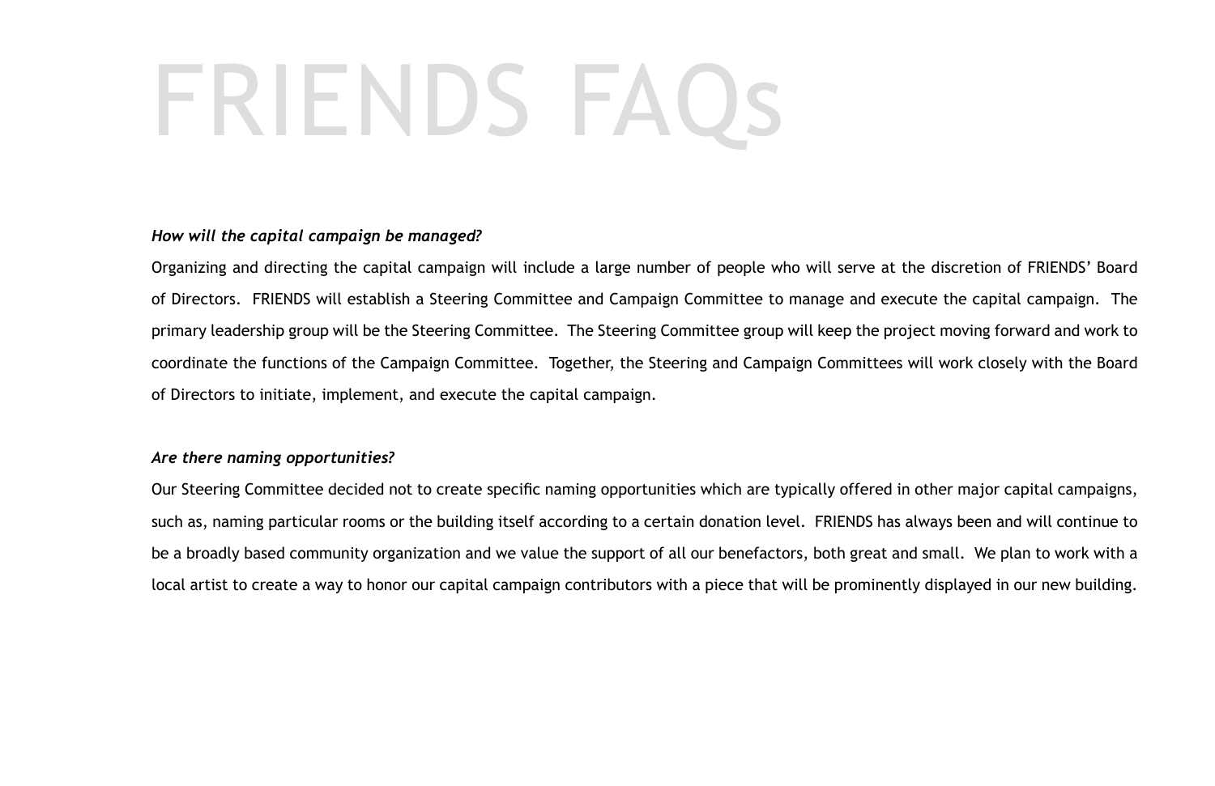# FRIENDS FAQs

***How will the capital campaign be managed?***

Organizing and directing the capital campaign will include a large number of people who will serve at the discretion of FRIENDS' Board of Directors. FRIENDS will establish a Steering Committee and Campaign Committee to manage and execute the capital campaign. The primary leadership group will be the Steering Committee. The Steering Committee group will keep the project moving forward and work to coordinate the functions of the Campaign Committee. Together, the Steering and Campaign Committees will work closely with the Board of Directors to initiate, implement, and execute the capital campaign.

***Are there naming opportunities?***

Our Steering Committee decided not to create specific naming opportunities which are typically offered in other major capital campaigns, such as, naming particular rooms or the building itself according to a certain donation level. FRIENDS has always been and will continue to be a broadly based community organization and we value the support of all our benefactors, both great and small. We plan to work with a local artist to create a way to honor our capital campaign contributors with a piece that will be prominently displayed in our new building.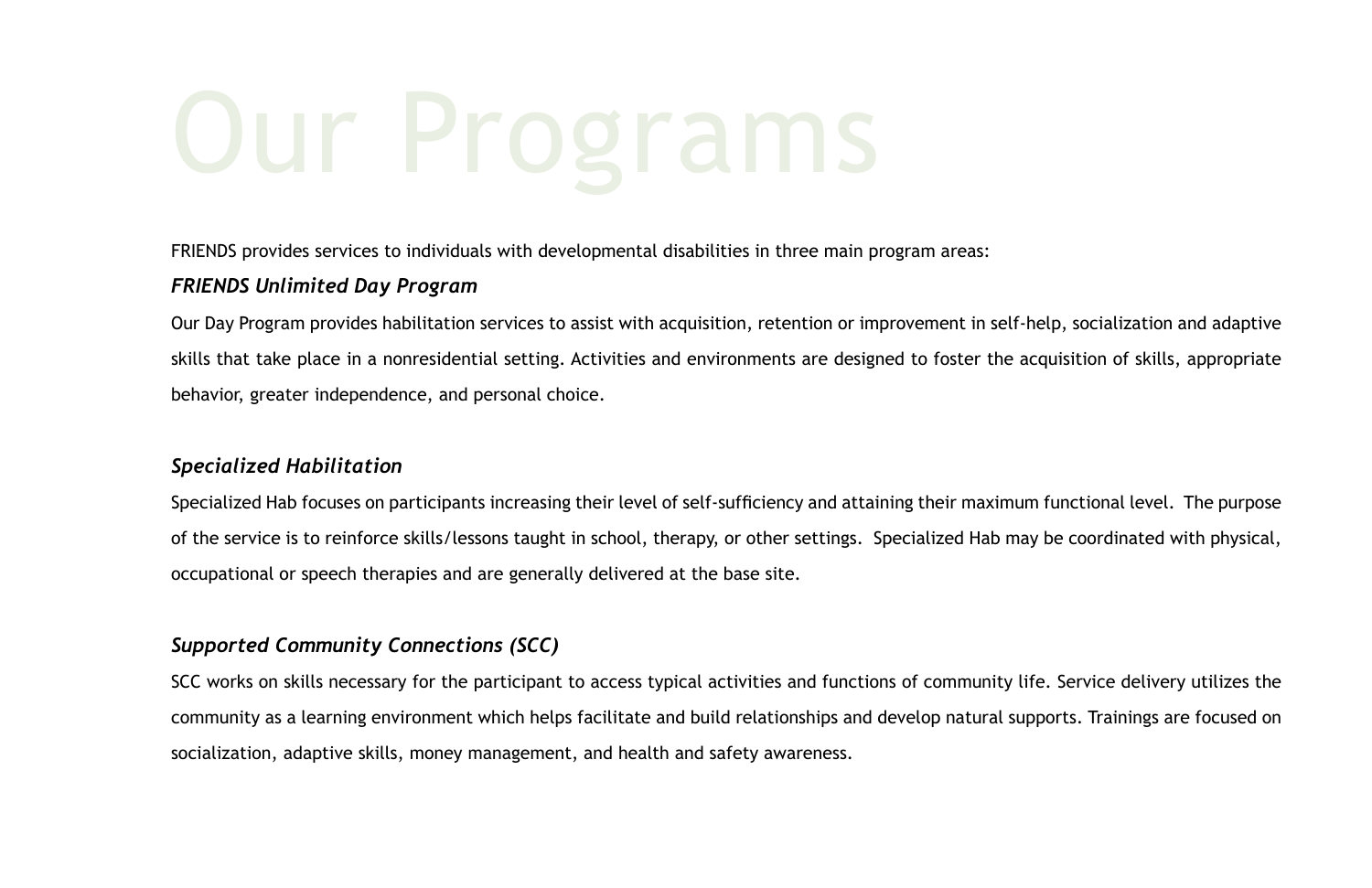# Our Programs

FRIENDS provides services to individuals with developmental disabilities in three main program areas:

### *FRIENDS Unlimited Day Program*

Our Day Program provides habilitation services to assist with acquisition, retention or improvement in self-help, socialization and adaptive skills that take place in a nonresidential setting. Activities and environments are designed to foster the acquisition of skills, appropriate behavior, greater independence, and personal choice.

### *Specialized Habilitation*

Specialized Hab focuses on participants increasing their level of self-sufficiency and attaining their maximum functional level. The purpose of the service is to reinforce skills/lessons taught in school, therapy, or other settings. Specialized Hab may be coordinated with physical, occupational or speech therapies and are generally delivered at the base site.

### *Supported Community Connections (SCC)*

SCC works on skills necessary for the participant to access typical activities and functions of community life. Service delivery utilizes the community as a learning environment which helps facilitate and build relationships and develop natural supports. Trainings are focused on socialization, adaptive skills, money management, and health and safety awareness.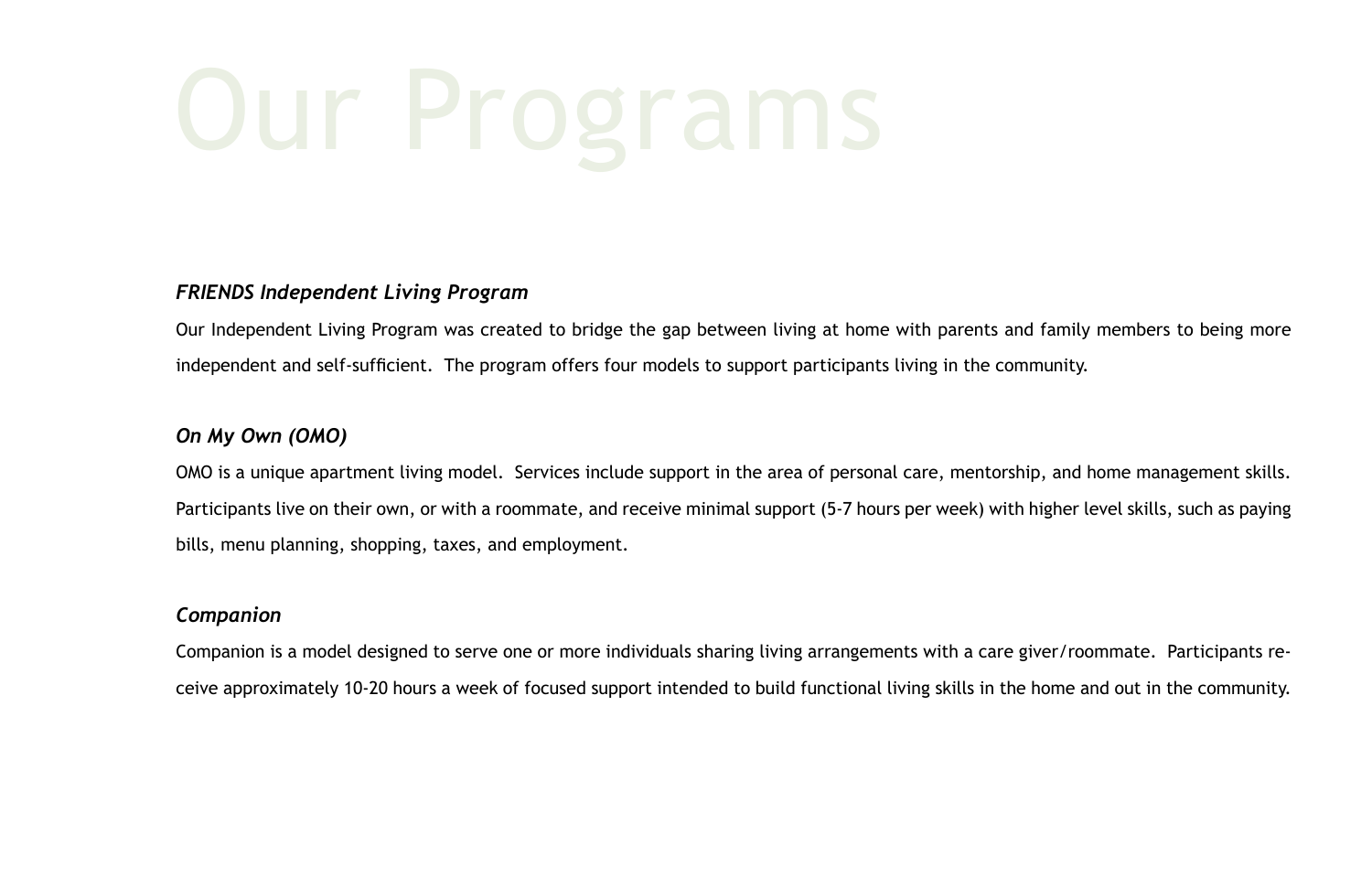# Our Programs

***FRIENDS Independent Living Program***

Our Independent Living Program was created to bridge the gap between living at home with parents and family members to being more independent and self-sufficient. The program offers four models to support participants living in the community.

***On My Own (OMO)***

OMO is a unique apartment living model. Services include support in the area of personal care, mentorship, and home management skills. Participants live on their own, or with a roommate, and receive minimal support (5-7 hours per week) with higher level skills, such as paying bills, menu planning, shopping, taxes, and employment.

***Companion***

Companion is a model designed to serve one or more individuals sharing living arrangements with a care giver/roommate. Participants receive approximately 10-20 hours a week of focused support intended to build functional living skills in the home and out in the community.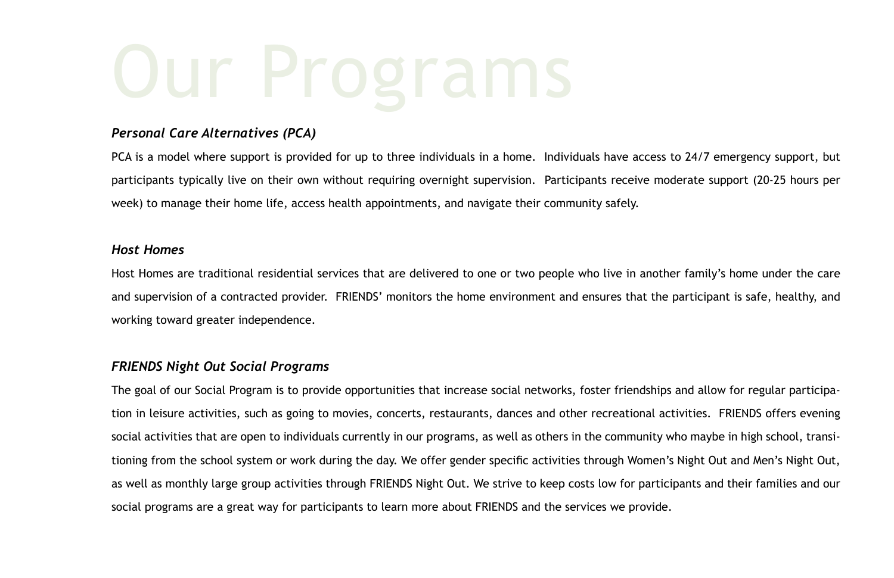# Our Programs

***Personal Care Alternatives (PCA)***

PCA is a model where support is provided for up to three individuals in a home. Individuals have access to 24/7 emergency support, but participants typically live on their own without requiring overnight supervision. Participants receive moderate support (20-25 hours per week) to manage their home life, access health appointments, and navigate their community safely.

***Host Homes***

Host Homes are traditional residential services that are delivered to one or two people who live in another family's home under the care and supervision of a contracted provider. FRIENDS' monitors the home environment and ensures that the participant is safe, healthy, and working toward greater independence.

***FRIENDS Night Out Social Programs***

The goal of our Social Program is to provide opportunities that increase social networks, foster friendships and allow for regular participation in leisure activities, such as going to movies, concerts, restaurants, dances and other recreational activities. FRIENDS offers evening social activities that are open to individuals currently in our programs, as well as others in the community who maybe in high school, transitioning from the school system or work during the day. We offer gender specific activities through Women's Night Out and Men's Night Out, as well as monthly large group activities through FRIENDS Night Out. We strive to keep costs low for participants and their families and our social programs are a great way for participants to learn more about FRIENDS and the services we provide.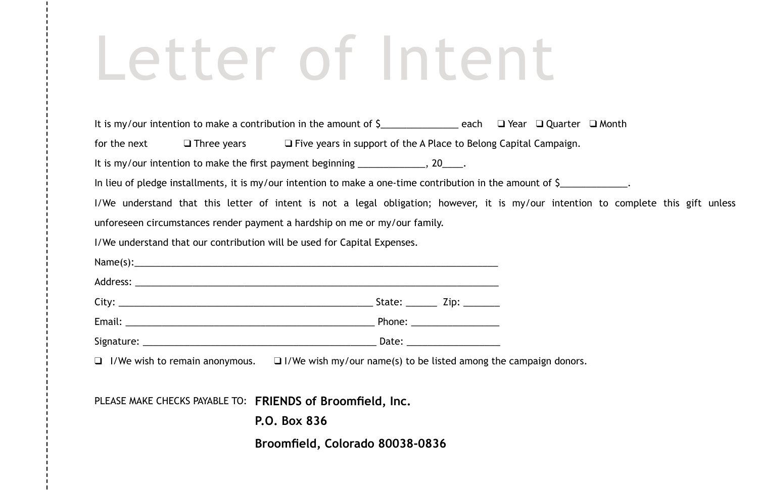# Letter of Intent

It is my/our intention to make a contribution in the amount of $_______________ each ❑ Year ❑ Quarter ❑ Month

for the next ❑ Three years ❑ Five years in support of the A Place to Belong Capital Campaign.

It is my/our intention to make the first payment beginning _____________, 20____.

In lieu of pledge installments, it is my/our intention to make a one-time contribution in the amount of $_____________.

I/We understand that this letter of intent is not a legal obligation; however, it is my/our intention to complete this gift unless unforeseen circumstances render payment a hardship on me or my/our family.

I/We understand that our contribution will be used for Capital Expenses.

Name(s):_________________________________________________________________________

Address: _________________________________________________________________________

City: ___________________________________________________ State: ______ Zip: _______

Email: _________________________________________________ Phone: _________________

Signature: ______________________________________________ Date: __________________

❑ I/We wish to remain anonymous. ❑ I/We wish my/our name(s) to be listed among the campaign donors.

PLEASE MAKE CHECKS PAYABLE TO: **FRIENDS of Broomfield, Inc.**
**P.O. Box 836**
**Broomfield, Colorado 80038-0836**